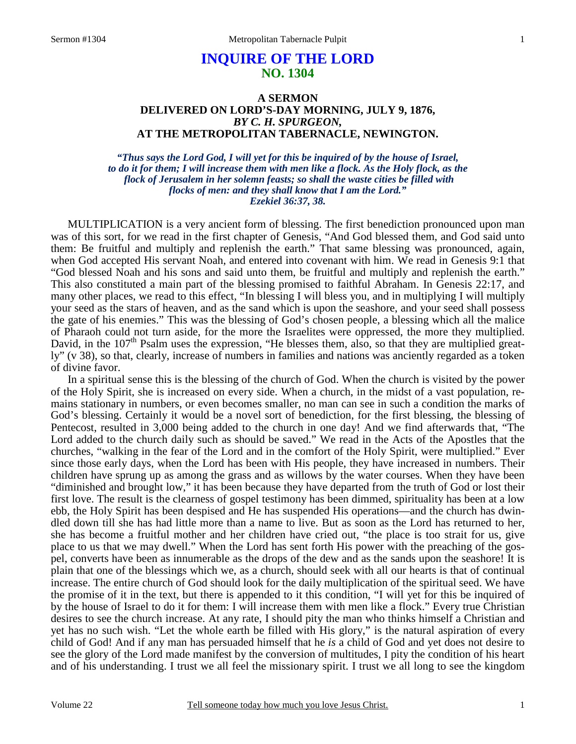# INQUIRE OF THE LORD
## NO. 1304

### A SERMON
### DELIVERED ON LORD'S-DAY MORNING, JULY 9, 1876,
### *BY C. H. SPURGEON,*
### AT THE METROPOLITAN TABERNACLE, NEWINGTON.

*"Thus says the Lord God, I will yet for this be inquired of by the house of Israel, to do it for them; I will increase them with men like a flock. As the Holy flock, as the flock of Jerusalem in her solemn feasts; so shall the waste cities be filled with flocks of men: and they shall know that I am the Lord."*
*Ezekiel 36:37, 38.*

MULTIPLICATION is a very ancient form of blessing. The first benediction pronounced upon man was of this sort, for we read in the first chapter of Genesis, "And God blessed them, and God said unto them: Be fruitful and multiply and replenish the earth." That same blessing was pronounced, again, when God accepted His servant Noah, and entered into covenant with him. We read in Genesis 9:1 that "God blessed Noah and his sons and said unto them, be fruitful and multiply and replenish the earth." This also constituted a main part of the blessing promised to faithful Abraham. In Genesis 22:17, and many other places, we read to this effect, "In blessing I will bless you, and in multiplying I will multiply your seed as the stars of heaven, and as the sand which is upon the seashore, and your seed shall possess the gate of his enemies." This was the blessing of God's chosen people, a blessing which all the malice of Pharaoh could not turn aside, for the more the Israelites were oppressed, the more they multiplied. David, in the 107th Psalm uses the expression, "He blesses them, also, so that they are multiplied greatly" (v 38), so that, clearly, increase of numbers in families and nations was anciently regarded as a token of divine favor.

In a spiritual sense this is the blessing of the church of God. When the church is visited by the power of the Holy Spirit, she is increased on every side. When a church, in the midst of a vast population, remains stationary in numbers, or even becomes smaller, no man can see in such a condition the marks of God's blessing. Certainly it would be a novel sort of benediction, for the first blessing, the blessing of Pentecost, resulted in 3,000 being added to the church in one day! And we find afterwards that, "The Lord added to the church daily such as should be saved." We read in the Acts of the Apostles that the churches, "walking in the fear of the Lord and in the comfort of the Holy Spirit, were multiplied." Ever since those early days, when the Lord has been with His people, they have increased in numbers. Their children have sprung up as among the grass and as willows by the water courses. When they have been "diminished and brought low," it has been because they have departed from the truth of God or lost their first love. The result is the clearness of gospel testimony has been dimmed, spirituality has been at a low ebb, the Holy Spirit has been despised and He has suspended His operations—and the church has dwindled down till she has had little more than a name to live. But as soon as the Lord has returned to her, she has become a fruitful mother and her children have cried out, "the place is too strait for us, give place to us that we may dwell." When the Lord has sent forth His power with the preaching of the gospel, converts have been as innumerable as the drops of the dew and as the sands upon the seashore! It is plain that one of the blessings which we, as a church, should seek with all our hearts is that of continual increase. The entire church of God should look for the daily multiplication of the spiritual seed. We have the promise of it in the text, but there is appended to it this condition, "I will yet for this be inquired of by the house of Israel to do it for them: I will increase them with men like a flock." Every true Christian desires to see the church increase. At any rate, I should pity the man who thinks himself a Christian and yet has no such wish. "Let the whole earth be filled with His glory," is the natural aspiration of every child of God! And if any man has persuaded himself that he *is* a child of God and yet does not desire to see the glory of the Lord made manifest by the conversion of multitudes, I pity the condition of his heart and of his understanding. I trust we all feel the missionary spirit. I trust we all long to see the kingdom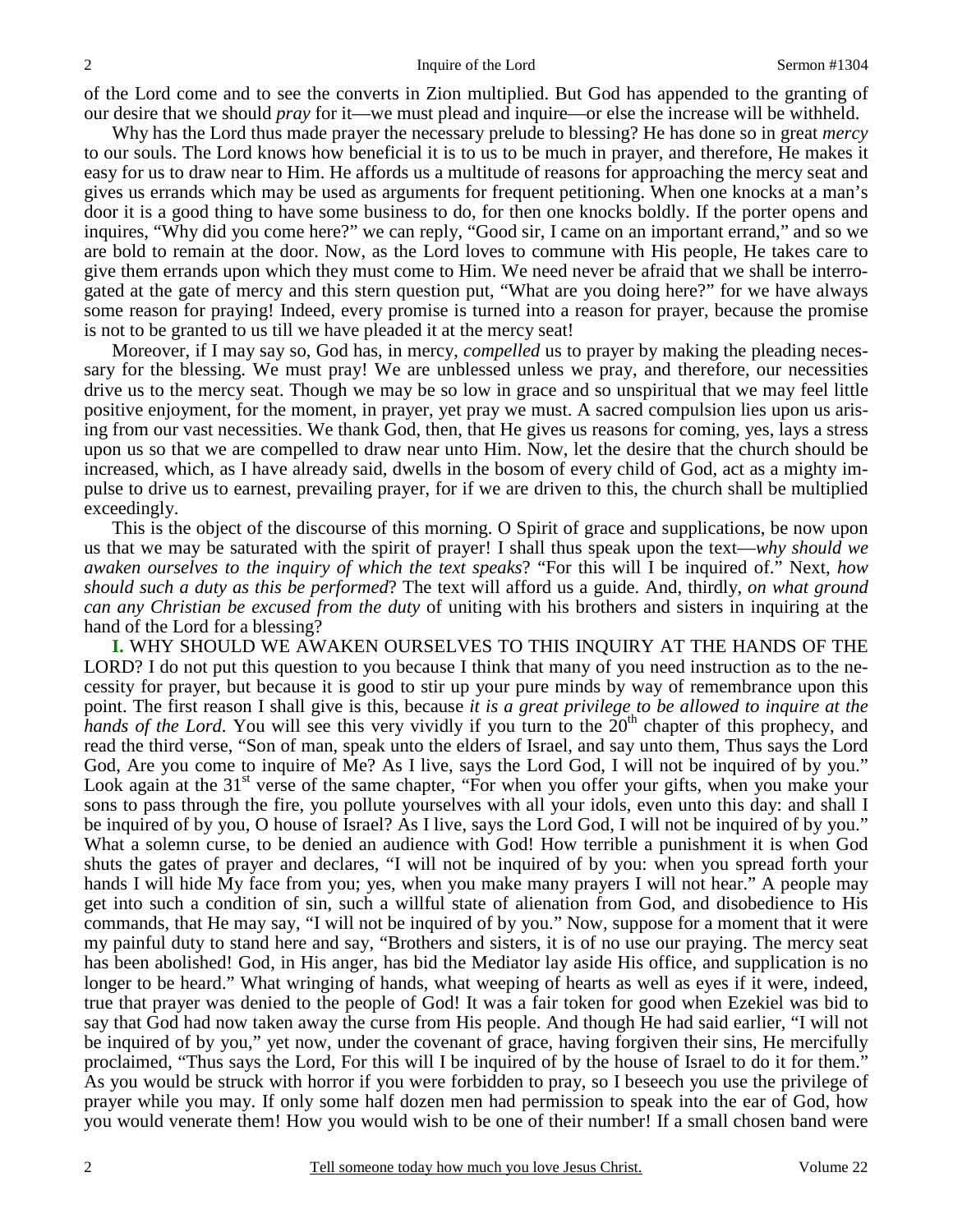of the Lord come and to see the converts in Zion multiplied. But God has appended to the granting of our desire that we should *pray* for it—we must plead and inquire—or else the increase will be withheld.

Why has the Lord thus made prayer the necessary prelude to blessing? He has done so in great *mercy* to our souls. The Lord knows how beneficial it is to us to be much in prayer, and therefore, He makes it easy for us to draw near to Him. He affords us a multitude of reasons for approaching the mercy seat and gives us errands which may be used as arguments for frequent petitioning. When one knocks at a man's door it is a good thing to have some business to do, for then one knocks boldly. If the porter opens and inquires, "Why did you come here?" we can reply, "Good sir, I came on an important errand," and so we are bold to remain at the door. Now, as the Lord loves to commune with His people, He takes care to give them errands upon which they must come to Him. We need never be afraid that we shall be interrogated at the gate of mercy and this stern question put, "What are you doing here?" for we have always some reason for praying! Indeed, every promise is turned into a reason for prayer, because the promise is not to be granted to us till we have pleaded it at the mercy seat!

Moreover, if I may say so, God has, in mercy, *compelled* us to prayer by making the pleading necessary for the blessing. We must pray! We are unblessed unless we pray, and therefore, our necessities drive us to the mercy seat. Though we may be so low in grace and so unspiritual that we may feel little positive enjoyment, for the moment, in prayer, yet pray we must. A sacred compulsion lies upon us arising from our vast necessities. We thank God, then, that He gives us reasons for coming, yes, lays a stress upon us so that we are compelled to draw near unto Him. Now, let the desire that the church should be increased, which, as I have already said, dwells in the bosom of every child of God, act as a mighty impulse to drive us to earnest, prevailing prayer, for if we are driven to this, the church shall be multiplied exceedingly.

This is the object of the discourse of this morning. O Spirit of grace and supplications, be now upon us that we may be saturated with the spirit of prayer! I shall thus speak upon the text—*why should we awaken ourselves to the inquiry of which the text speaks*? "For this will I be inquired of." Next, *how should such a duty as this be performed*? The text will afford us a guide. And, thirdly, *on what ground can any Christian be excused from the duty* of uniting with his brothers and sisters in inquiring at the hand of the Lord for a blessing?

**I.** WHY SHOULD WE AWAKEN OURSELVES TO THIS INQUIRY AT THE HANDS OF THE LORD? I do not put this question to you because I think that many of you need instruction as to the necessity for prayer, but because it is good to stir up your pure minds by way of remembrance upon this point. The first reason I shall give is this, because *it is a great privilege to be allowed to inquire at the hands of the Lord*. You will see this very vividly if you turn to the 20th chapter of this prophecy, and read the third verse, "Son of man, speak unto the elders of Israel, and say unto them, Thus says the Lord God, Are you come to inquire of Me? As I live, says the Lord God, I will not be inquired of by you." Look again at the 31st verse of the same chapter, "For when you offer your gifts, when you make your sons to pass through the fire, you pollute yourselves with all your idols, even unto this day: and shall I be inquired of by you, O house of Israel? As I live, says the Lord God, I will not be inquired of by you." What a solemn curse, to be denied an audience with God! How terrible a punishment it is when God shuts the gates of prayer and declares, "I will not be inquired of by you: when you spread forth your hands I will hide My face from you; yes, when you make many prayers I will not hear." A people may get into such a condition of sin, such a willful state of alienation from God, and disobedience to His commands, that He may say, "I will not be inquired of by you." Now, suppose for a moment that it were my painful duty to stand here and say, "Brothers and sisters, it is of no use our praying. The mercy seat has been abolished! God, in His anger, has bid the Mediator lay aside His office, and supplication is no longer to be heard." What wringing of hands, what weeping of hearts as well as eyes if it were, indeed, true that prayer was denied to the people of God! It was a fair token for good when Ezekiel was bid to say that God had now taken away the curse from His people. And though He had said earlier, "I will not be inquired of by you," yet now, under the covenant of grace, having forgiven their sins, He mercifully proclaimed, "Thus says the Lord, For this will I be inquired of by the house of Israel to do it for them." As you would be struck with horror if you were forbidden to pray, so I beseech you use the privilege of prayer while you may. If only some half dozen men had permission to speak into the ear of God, how you would venerate them! How you would wish to be one of their number! If a small chosen band were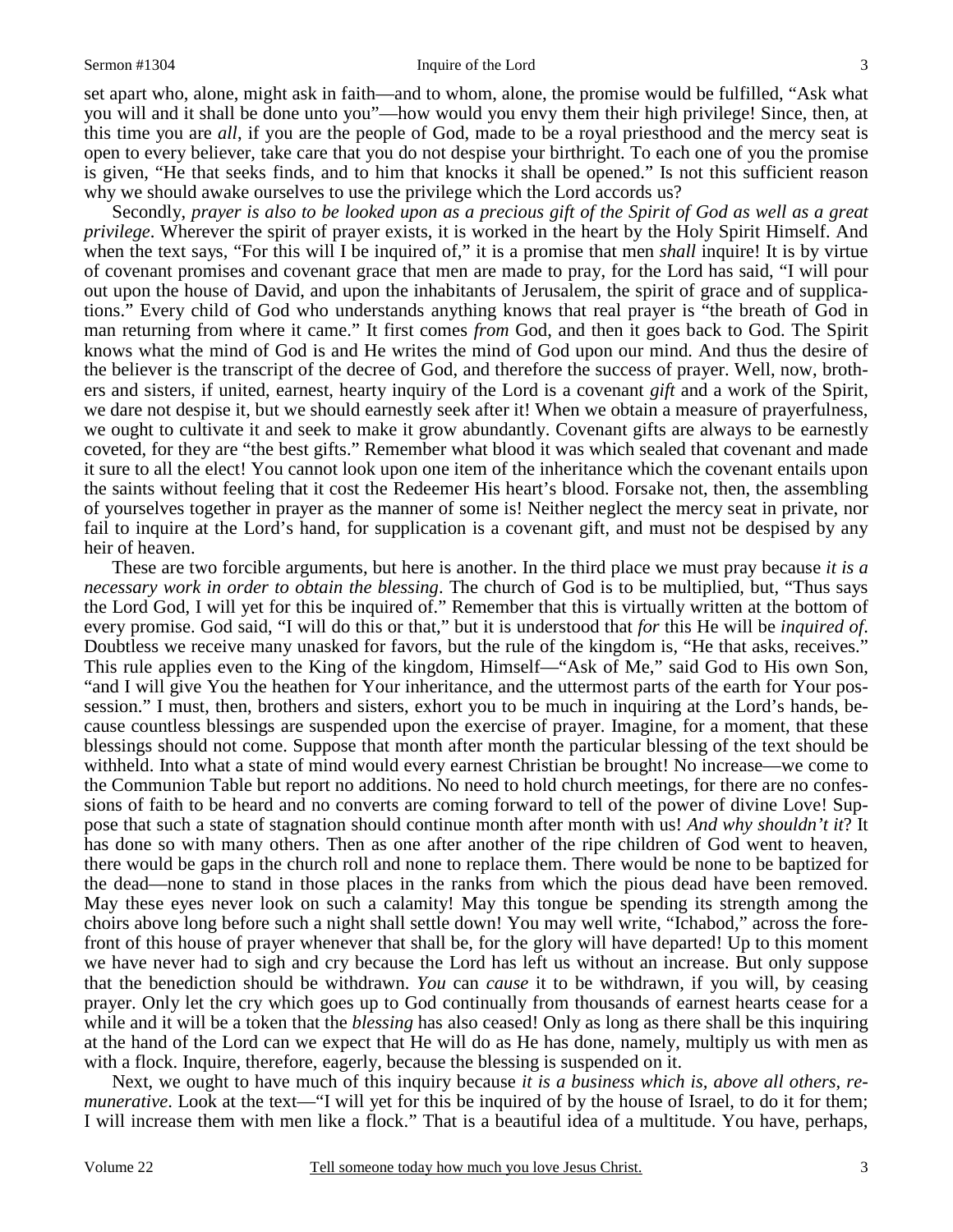set apart who, alone, might ask in faith—and to whom, alone, the promise would be fulfilled, "Ask what you will and it shall be done unto you"—how would you envy them their high privilege! Since, then, at this time you are *all*, if you are the people of God, made to be a royal priesthood and the mercy seat is open to every believer, take care that you do not despise your birthright. To each one of you the promise is given, "He that seeks finds, and to him that knocks it shall be opened." Is not this sufficient reason why we should awake ourselves to use the privilege which the Lord accords us?

Secondly, *prayer is also to be looked upon as a precious gift of the Spirit of God as well as a great privilege*. Wherever the spirit of prayer exists, it is worked in the heart by the Holy Spirit Himself. And when the text says, "For this will I be inquired of," it is a promise that men *shall* inquire! It is by virtue of covenant promises and covenant grace that men are made to pray, for the Lord has said, "I will pour out upon the house of David, and upon the inhabitants of Jerusalem, the spirit of grace and of supplications." Every child of God who understands anything knows that real prayer is "the breath of God in man returning from where it came." It first comes *from* God, and then it goes back to God. The Spirit knows what the mind of God is and He writes the mind of God upon our mind. And thus the desire of the believer is the transcript of the decree of God, and therefore the success of prayer. Well, now, brothers and sisters, if united, earnest, hearty inquiry of the Lord is a covenant *gift* and a work of the Spirit, we dare not despise it, but we should earnestly seek after it! When we obtain a measure of prayerfulness, we ought to cultivate it and seek to make it grow abundantly. Covenant gifts are always to be earnestly coveted, for they are "the best gifts." Remember what blood it was which sealed that covenant and made it sure to all the elect! You cannot look upon one item of the inheritance which the covenant entails upon the saints without feeling that it cost the Redeemer His heart's blood. Forsake not, then, the assembling of yourselves together in prayer as the manner of some is! Neither neglect the mercy seat in private, nor fail to inquire at the Lord's hand, for supplication is a covenant gift, and must not be despised by any heir of heaven.

These are two forcible arguments, but here is another. In the third place we must pray because *it is a necessary work in order to obtain the blessing*. The church of God is to be multiplied, but, "Thus says the Lord God, I will yet for this be inquired of." Remember that this is virtually written at the bottom of every promise. God said, "I will do this or that," but it is understood that *for* this He will be *inquired of.* Doubtless we receive many unasked for favors, but the rule of the kingdom is, "He that asks, receives." This rule applies even to the King of the kingdom, Himself—"Ask of Me," said God to His own Son, "and I will give You the heathen for Your inheritance, and the uttermost parts of the earth for Your possession." I must, then, brothers and sisters, exhort you to be much in inquiring at the Lord's hands, because countless blessings are suspended upon the exercise of prayer. Imagine, for a moment, that these blessings should not come. Suppose that month after month the particular blessing of the text should be withheld. Into what a state of mind would every earnest Christian be brought! No increase—we come to the Communion Table but report no additions. No need to hold church meetings, for there are no confessions of faith to be heard and no converts are coming forward to tell of the power of divine Love! Suppose that such a state of stagnation should continue month after month with us! *And why shouldn't it*? It has done so with many others. Then as one after another of the ripe children of God went to heaven, there would be gaps in the church roll and none to replace them. There would be none to be baptized for the dead—none to stand in those places in the ranks from which the pious dead have been removed. May these eyes never look on such a calamity! May this tongue be spending its strength among the choirs above long before such a night shall settle down! You may well write, "Ichabod," across the forefront of this house of prayer whenever that shall be, for the glory will have departed! Up to this moment we have never had to sigh and cry because the Lord has left us without an increase. But only suppose that the benediction should be withdrawn. *You* can *cause* it to be withdrawn, if you will, by ceasing prayer. Only let the cry which goes up to God continually from thousands of earnest hearts cease for a while and it will be a token that the *blessing* has also ceased! Only as long as there shall be this inquiring at the hand of the Lord can we expect that He will do as He has done, namely, multiply us with men as with a flock. Inquire, therefore, eagerly, because the blessing is suspended on it.

Next, we ought to have much of this inquiry because *it is a business which is, above all others, remunerative*. Look at the text—"I will yet for this be inquired of by the house of Israel, to do it for them; I will increase them with men like a flock." That is a beautiful idea of a multitude. You have, perhaps,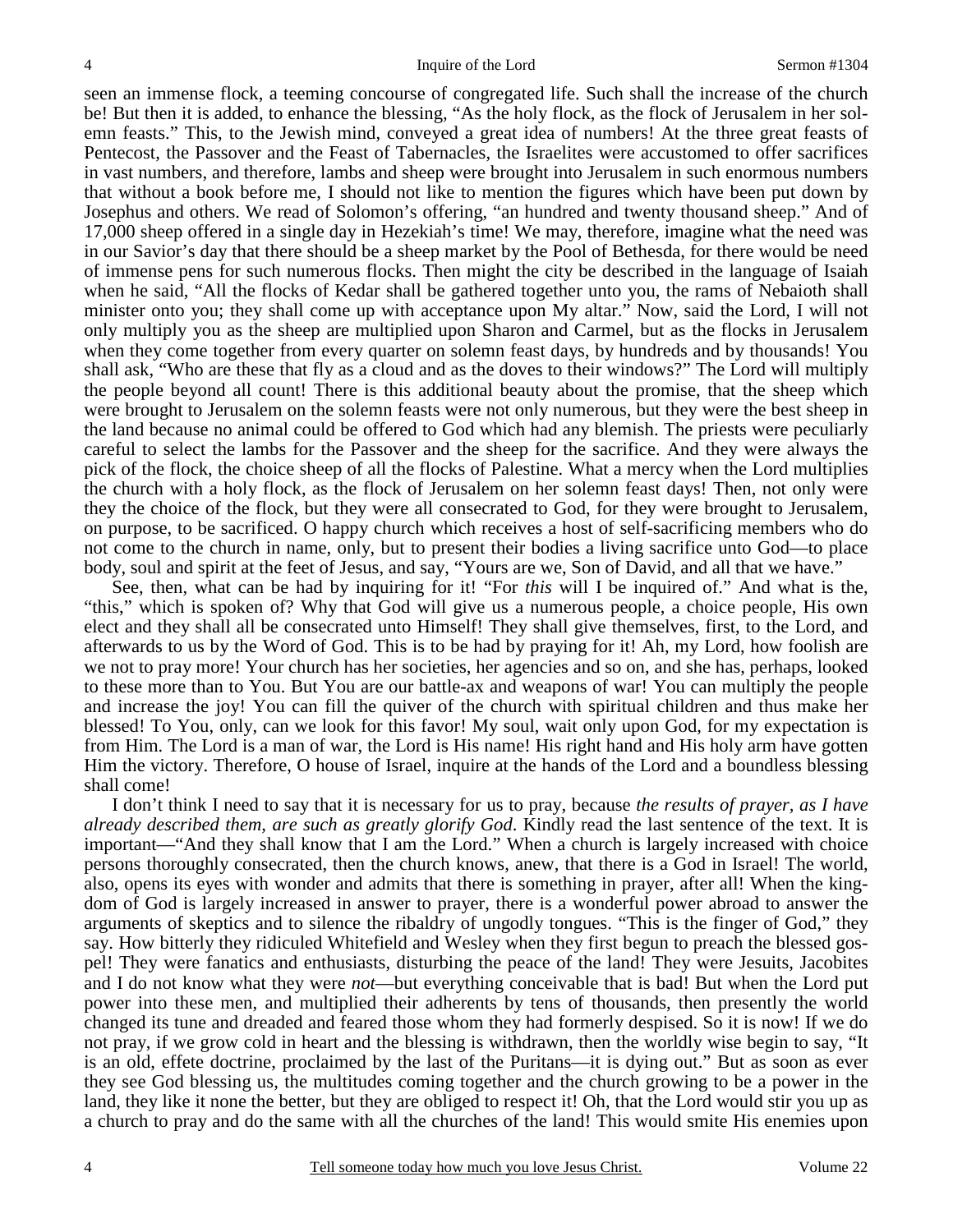seen an immense flock, a teeming concourse of congregated life. Such shall the increase of the church be! But then it is added, to enhance the blessing, "As the holy flock, as the flock of Jerusalem in her solemn feasts." This, to the Jewish mind, conveyed a great idea of numbers! At the three great feasts of Pentecost, the Passover and the Feast of Tabernacles, the Israelites were accustomed to offer sacrifices in vast numbers, and therefore, lambs and sheep were brought into Jerusalem in such enormous numbers that without a book before me, I should not like to mention the figures which have been put down by Josephus and others. We read of Solomon's offering, "an hundred and twenty thousand sheep." And of 17,000 sheep offered in a single day in Hezekiah's time! We may, therefore, imagine what the need was in our Savior's day that there should be a sheep market by the Pool of Bethesda, for there would be need of immense pens for such numerous flocks. Then might the city be described in the language of Isaiah when he said, "All the flocks of Kedar shall be gathered together unto you, the rams of Nebaioth shall minister onto you; they shall come up with acceptance upon My altar." Now, said the Lord, I will not only multiply you as the sheep are multiplied upon Sharon and Carmel, but as the flocks in Jerusalem when they come together from every quarter on solemn feast days, by hundreds and by thousands! You shall ask, "Who are these that fly as a cloud and as the doves to their windows?" The Lord will multiply the people beyond all count! There is this additional beauty about the promise, that the sheep which were brought to Jerusalem on the solemn feasts were not only numerous, but they were the best sheep in the land because no animal could be offered to God which had any blemish. The priests were peculiarly careful to select the lambs for the Passover and the sheep for the sacrifice. And they were always the pick of the flock, the choice sheep of all the flocks of Palestine. What a mercy when the Lord multiplies the church with a holy flock, as the flock of Jerusalem on her solemn feast days! Then, not only were they the choice of the flock, but they were all consecrated to God, for they were brought to Jerusalem, on purpose, to be sacrificed. O happy church which receives a host of self-sacrificing members who do not come to the church in name, only, but to present their bodies a living sacrifice unto God—to place body, soul and spirit at the feet of Jesus, and say, "Yours are we, Son of David, and all that we have."

See, then, what can be had by inquiring for it! "For *this* will I be inquired of." And what is the, "this," which is spoken of? Why that God will give us a numerous people, a choice people, His own elect and they shall all be consecrated unto Himself! They shall give themselves, first, to the Lord, and afterwards to us by the Word of God. This is to be had by praying for it! Ah, my Lord, how foolish are we not to pray more! Your church has her societies, her agencies and so on, and she has, perhaps, looked to these more than to You. But You are our battle-ax and weapons of war! You can multiply the people and increase the joy! You can fill the quiver of the church with spiritual children and thus make her blessed! To You, only, can we look for this favor! My soul, wait only upon God, for my expectation is from Him. The Lord is a man of war, the Lord is His name! His right hand and His holy arm have gotten Him the victory. Therefore, O house of Israel, inquire at the hands of the Lord and a boundless blessing shall come!

I don't think I need to say that it is necessary for us to pray, because *the results of prayer, as I have already described them, are such as greatly glorify God*. Kindly read the last sentence of the text. It is important—"And they shall know that I am the Lord." When a church is largely increased with choice persons thoroughly consecrated, then the church knows, anew, that there is a God in Israel! The world, also, opens its eyes with wonder and admits that there is something in prayer, after all! When the kingdom of God is largely increased in answer to prayer, there is a wonderful power abroad to answer the arguments of skeptics and to silence the ribaldry of ungodly tongues. "This is the finger of God," they say. How bitterly they ridiculed Whitefield and Wesley when they first begun to preach the blessed gospel! They were fanatics and enthusiasts, disturbing the peace of the land! They were Jesuits, Jacobites and I do not know what they were *not*—but everything conceivable that is bad! But when the Lord put power into these men, and multiplied their adherents by tens of thousands, then presently the world changed its tune and dreaded and feared those whom they had formerly despised. So it is now! If we do not pray, if we grow cold in heart and the blessing is withdrawn, then the worldly wise begin to say, "It is an old, effete doctrine, proclaimed by the last of the Puritans—it is dying out." But as soon as ever they see God blessing us, the multitudes coming together and the church growing to be a power in the land, they like it none the better, but they are obliged to respect it! Oh, that the Lord would stir you up as a church to pray and do the same with all the churches of the land! This would smite His enemies upon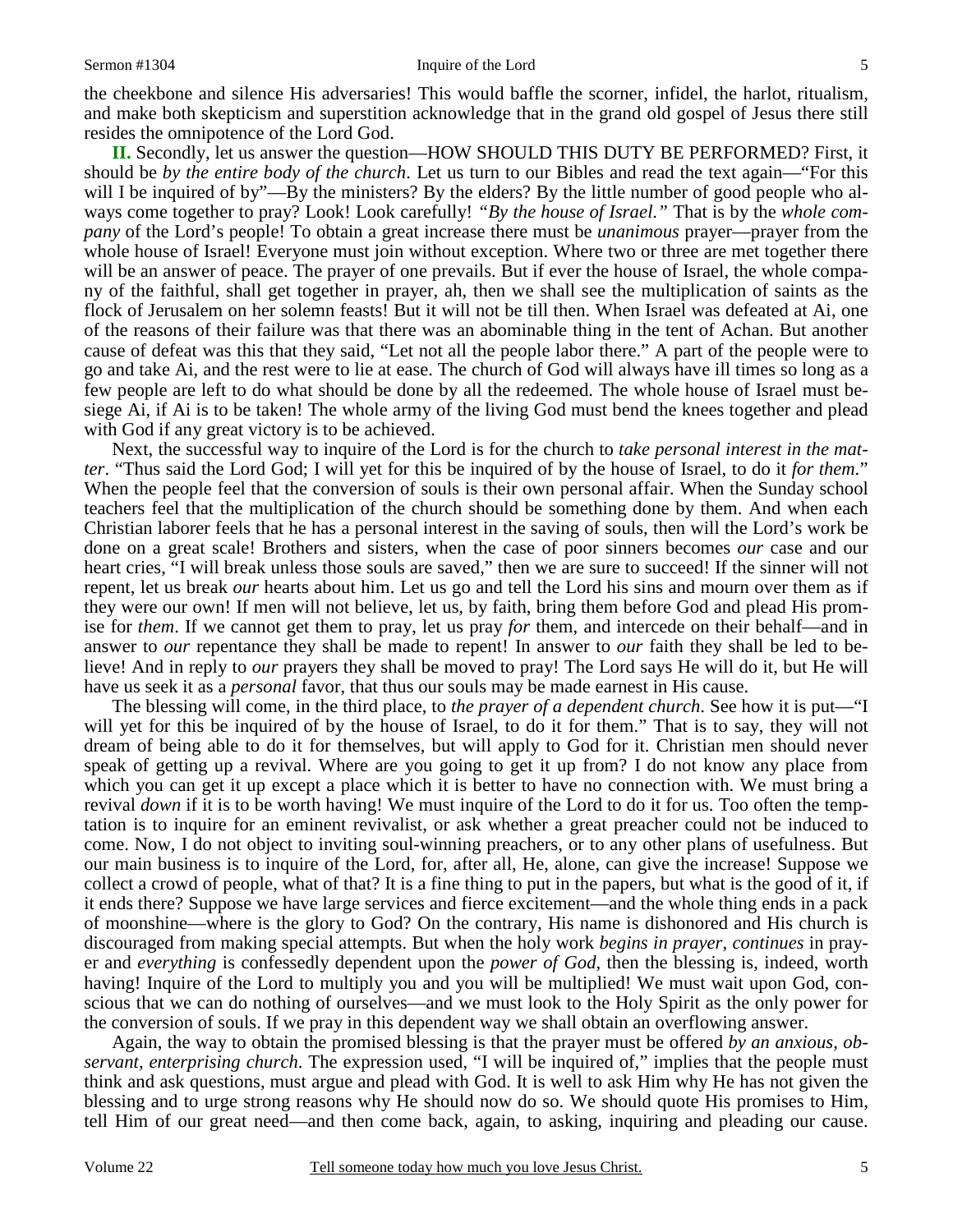the cheekbone and silence His adversaries! This would baffle the scorner, infidel, the harlot, ritualism, and make both skepticism and superstition acknowledge that in the grand old gospel of Jesus there still resides the omnipotence of the Lord God.

**II.** Secondly, let us answer the question—HOW SHOULD THIS DUTY BE PERFORMED? First, it should be *by the entire body of the church*. Let us turn to our Bibles and read the text again—"For this will I be inquired of by"—By the ministers? By the elders? By the little number of good people who always come together to pray? Look! Look carefully! *"By the house of Israel."* That is by the *whole company* of the Lord's people! To obtain a great increase there must be *unanimous* prayer—prayer from the whole house of Israel! Everyone must join without exception. Where two or three are met together there will be an answer of peace. The prayer of one prevails. But if ever the house of Israel, the whole company of the faithful, shall get together in prayer, ah, then we shall see the multiplication of saints as the flock of Jerusalem on her solemn feasts! But it will not be till then. When Israel was defeated at Ai, one of the reasons of their failure was that there was an abominable thing in the tent of Achan. But another cause of defeat was this that they said, "Let not all the people labor there." A part of the people were to go and take Ai, and the rest were to lie at ease. The church of God will always have ill times so long as a few people are left to do what should be done by all the redeemed. The whole house of Israel must besiege Ai, if Ai is to be taken! The whole army of the living God must bend the knees together and plead with God if any great victory is to be achieved.

Next, the successful way to inquire of the Lord is for the church to *take personal interest in the matter*. "Thus said the Lord God; I will yet for this be inquired of by the house of Israel, to do it *for them*." When the people feel that the conversion of souls is their own personal affair. When the Sunday school teachers feel that the multiplication of the church should be something done by them. And when each Christian laborer feels that he has a personal interest in the saving of souls, then will the Lord's work be done on a great scale! Brothers and sisters, when the case of poor sinners becomes *our* case and our heart cries, "I will break unless those souls are saved," then we are sure to succeed! If the sinner will not repent, let us break *our* hearts about him. Let us go and tell the Lord his sins and mourn over them as if they were our own! If men will not believe, let us, by faith, bring them before God and plead His promise for *them*. If we cannot get them to pray, let us pray *for* them, and intercede on their behalf—and in answer to *our* repentance they shall be made to repent! In answer to *our* faith they shall be led to believe! And in reply to *our* prayers they shall be moved to pray! The Lord says He will do it, but He will have us seek it as a *personal* favor, that thus our souls may be made earnest in His cause.

The blessing will come, in the third place, to *the prayer of a dependent church*. See how it is put—"I will yet for this be inquired of by the house of Israel, to do it for them." That is to say, they will not dream of being able to do it for themselves, but will apply to God for it. Christian men should never speak of getting up a revival. Where are you going to get it up from? I do not know any place from which you can get it up except a place which it is better to have no connection with. We must bring a revival *down* if it is to be worth having! We must inquire of the Lord to do it for us. Too often the temptation is to inquire for an eminent revivalist, or ask whether a great preacher could not be induced to come. Now, I do not object to inviting soul-winning preachers, or to any other plans of usefulness. But our main business is to inquire of the Lord, for, after all, He, alone, can give the increase! Suppose we collect a crowd of people, what of that? It is a fine thing to put in the papers, but what is the good of it, if it ends there? Suppose we have large services and fierce excitement—and the whole thing ends in a pack of moonshine—where is the glory to God? On the contrary, His name is dishonored and His church is discouraged from making special attempts. But when the holy work *begins in prayer, continues* in prayer and *everything* is confessedly dependent upon the *power of God*, then the blessing is, indeed, worth having! Inquire of the Lord to multiply you and you will be multiplied! We must wait upon God, conscious that we can do nothing of ourselves—and we must look to the Holy Spirit as the only power for the conversion of souls. If we pray in this dependent way we shall obtain an overflowing answer.

Again, the way to obtain the promised blessing is that the prayer must be offered *by an anxious, observant, enterprising church*. The expression used, "I will be inquired of," implies that the people must think and ask questions, must argue and plead with God. It is well to ask Him why He has not given the blessing and to urge strong reasons why He should now do so. We should quote His promises to Him, tell Him of our great need—and then come back, again, to asking, inquiring and pleading our cause.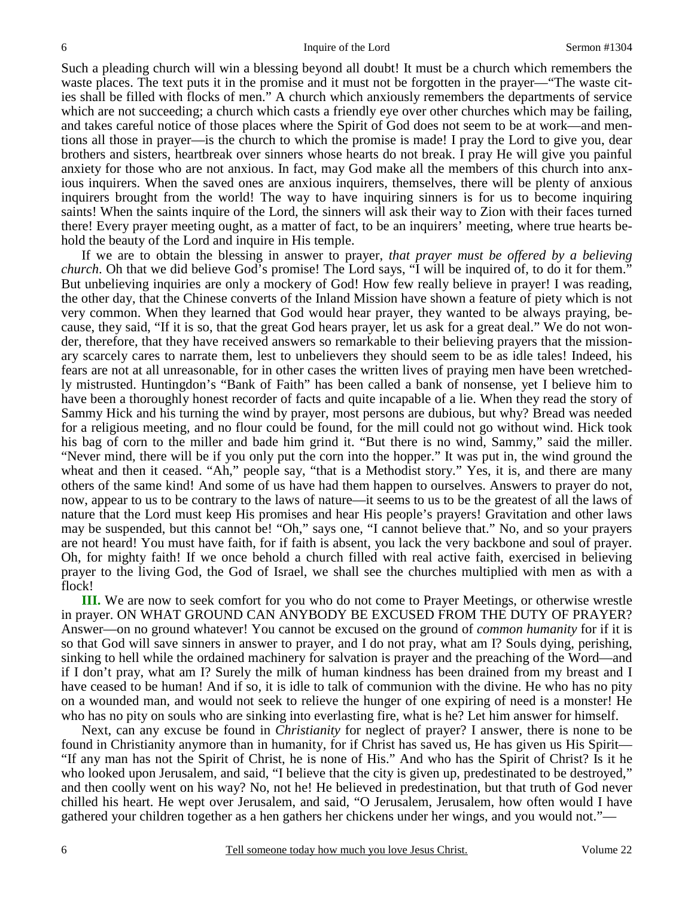Such a pleading church will win a blessing beyond all doubt! It must be a church which remembers the waste places. The text puts it in the promise and it must not be forgotten in the prayer—"The waste cities shall be filled with flocks of men." A church which anxiously remembers the departments of service which are not succeeding; a church which casts a friendly eye over other churches which may be failing, and takes careful notice of those places where the Spirit of God does not seem to be at work—and mentions all those in prayer—is the church to which the promise is made! I pray the Lord to give you, dear brothers and sisters, heartbreak over sinners whose hearts do not break. I pray He will give you painful anxiety for those who are not anxious. In fact, may God make all the members of this church into anxious inquirers. When the saved ones are anxious inquirers, themselves, there will be plenty of anxious inquirers brought from the world! The way to have inquiring sinners is for us to become inquiring saints! When the saints inquire of the Lord, the sinners will ask their way to Zion with their faces turned there! Every prayer meeting ought, as a matter of fact, to be an inquirers' meeting, where true hearts behold the beauty of the Lord and inquire in His temple.

If we are to obtain the blessing in answer to prayer, *that prayer must be offered by a believing church*. Oh that we did believe God's promise! The Lord says, "I will be inquired of, to do it for them." But unbelieving inquiries are only a mockery of God! How few really believe in prayer! I was reading, the other day, that the Chinese converts of the Inland Mission have shown a feature of piety which is not very common. When they learned that God would hear prayer, they wanted to be always praying, because, they said, "If it is so, that the great God hears prayer, let us ask for a great deal." We do not wonder, therefore, that they have received answers so remarkable to their believing prayers that the missionary scarcely cares to narrate them, lest to unbelievers they should seem to be as idle tales! Indeed, his fears are not at all unreasonable, for in other cases the written lives of praying men have been wretchedly mistrusted. Huntingdon's "Bank of Faith" has been called a bank of nonsense, yet I believe him to have been a thoroughly honest recorder of facts and quite incapable of a lie. When they read the story of Sammy Hick and his turning the wind by prayer, most persons are dubious, but why? Bread was needed for a religious meeting, and no flour could be found, for the mill could not go without wind. Hick took his bag of corn to the miller and bade him grind it. "But there is no wind, Sammy," said the miller. "Never mind, there will be if you only put the corn into the hopper." It was put in, the wind ground the wheat and then it ceased. "Ah," people say, "that is a Methodist story." Yes, it is, and there are many others of the same kind! And some of us have had them happen to ourselves. Answers to prayer do not, now, appear to us to be contrary to the laws of nature—it seems to us to be the greatest of all the laws of nature that the Lord must keep His promises and hear His people's prayers! Gravitation and other laws may be suspended, but this cannot be! "Oh," says one, "I cannot believe that." No, and so your prayers are not heard! You must have faith, for if faith is absent, you lack the very backbone and soul of prayer. Oh, for mighty faith! If we once behold a church filled with real active faith, exercised in believing prayer to the living God, the God of Israel, we shall see the churches multiplied with men as with a flock!

**III.** We are now to seek comfort for you who do not come to Prayer Meetings, or otherwise wrestle in prayer. ON WHAT GROUND CAN ANYBODY BE EXCUSED FROM THE DUTY OF PRAYER? Answer—on no ground whatever! You cannot be excused on the ground of *common humanity* for if it is so that God will save sinners in answer to prayer, and I do not pray, what am I? Souls dying, perishing, sinking to hell while the ordained machinery for salvation is prayer and the preaching of the Word—and if I don't pray, what am I? Surely the milk of human kindness has been drained from my breast and I have ceased to be human! And if so, it is idle to talk of communion with the divine. He who has no pity on a wounded man, and would not seek to relieve the hunger of one expiring of need is a monster! He who has no pity on souls who are sinking into everlasting fire, what is he? Let him answer for himself.

Next, can any excuse be found in *Christianity* for neglect of prayer? I answer, there is none to be found in Christianity anymore than in humanity, for if Christ has saved us, He has given us His Spirit—"If any man has not the Spirit of Christ, he is none of His." And who has the Spirit of Christ? Is it he who looked upon Jerusalem, and said, "I believe that the city is given up, predestinated to be destroyed," and then coolly went on his way? No, not he! He believed in predestination, but that truth of God never chilled his heart. He wept over Jerusalem, and said, "O Jerusalem, Jerusalem, how often would I have gathered your children together as a hen gathers her chickens under her wings, and you would not."—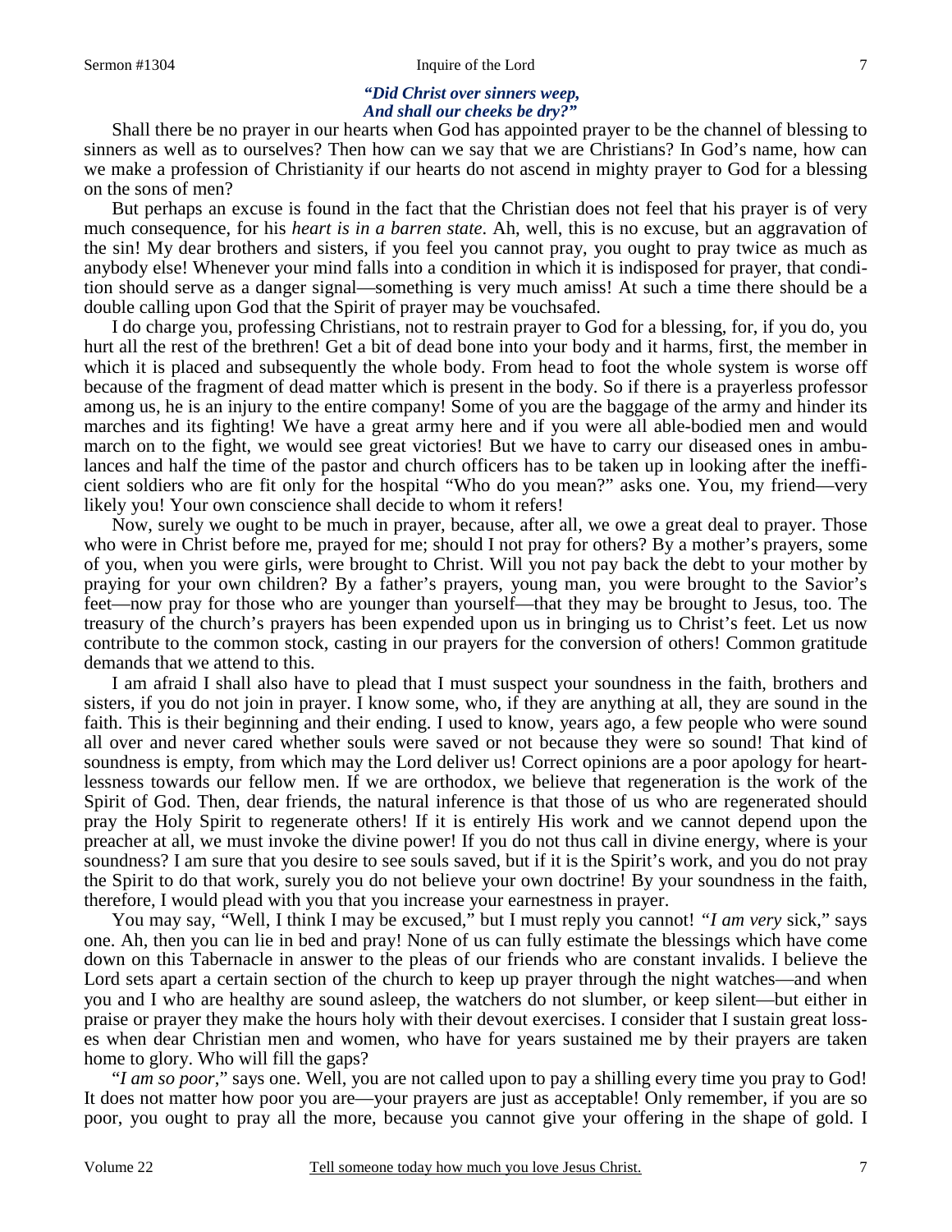*"Did Christ over sinners weep,*
*And shall our cheeks be dry?"*

Shall there be no prayer in our hearts when God has appointed prayer to be the channel of blessing to sinners as well as to ourselves? Then how can we say that we are Christians? In God's name, how can we make a profession of Christianity if our hearts do not ascend in mighty prayer to God for a blessing on the sons of men?

But perhaps an excuse is found in the fact that the Christian does not feel that his prayer is of very much consequence, for his *heart is in a barren state*. Ah, well, this is no excuse, but an aggravation of the sin! My dear brothers and sisters, if you feel you cannot pray, you ought to pray twice as much as anybody else! Whenever your mind falls into a condition in which it is indisposed for prayer, that condition should serve as a danger signal—something is very much amiss! At such a time there should be a double calling upon God that the Spirit of prayer may be vouchsafed.

I do charge you, professing Christians, not to restrain prayer to God for a blessing, for, if you do, you hurt all the rest of the brethren! Get a bit of dead bone into your body and it harms, first, the member in which it is placed and subsequently the whole body. From head to foot the whole system is worse off because of the fragment of dead matter which is present in the body. So if there is a prayerless professor among us, he is an injury to the entire company! Some of you are the baggage of the army and hinder its marches and its fighting! We have a great army here and if you were all able-bodied men and would march on to the fight, we would see great victories! But we have to carry our diseased ones in ambulances and half the time of the pastor and church officers has to be taken up in looking after the inefficient soldiers who are fit only for the hospital "Who do you mean?" asks one. You, my friend—very likely you! Your own conscience shall decide to whom it refers!

Now, surely we ought to be much in prayer, because, after all, we owe a great deal to prayer. Those who were in Christ before me, prayed for me; should I not pray for others? By a mother's prayers, some of you, when you were girls, were brought to Christ. Will you not pay back the debt to your mother by praying for your own children? By a father's prayers, young man, you were brought to the Savior's feet—now pray for those who are younger than yourself—that they may be brought to Jesus, too. The treasury of the church's prayers has been expended upon us in bringing us to Christ's feet. Let us now contribute to the common stock, casting in our prayers for the conversion of others! Common gratitude demands that we attend to this.

I am afraid I shall also have to plead that I must suspect your soundness in the faith, brothers and sisters, if you do not join in prayer. I know some, who, if they are anything at all, they are sound in the faith. This is their beginning and their ending. I used to know, years ago, a few people who were sound all over and never cared whether souls were saved or not because they were so sound! That kind of soundness is empty, from which may the Lord deliver us! Correct opinions are a poor apology for heartlessness towards our fellow men. If we are orthodox, we believe that regeneration is the work of the Spirit of God. Then, dear friends, the natural inference is that those of us who are regenerated should pray the Holy Spirit to regenerate others! If it is entirely His work and we cannot depend upon the preacher at all, we must invoke the divine power! If you do not thus call in divine energy, where is your soundness? I am sure that you desire to see souls saved, but if it is the Spirit's work, and you do not pray the Spirit to do that work, surely you do not believe your own doctrine! By your soundness in the faith, therefore, I would plead with you that you increase your earnestness in prayer.

You may say, "Well, I think I may be excused," but I must reply you cannot! *"I am very* sick," says one. Ah, then you can lie in bed and pray! None of us can fully estimate the blessings which have come down on this Tabernacle in answer to the pleas of our friends who are constant invalids. I believe the Lord sets apart a certain section of the church to keep up prayer through the night watches—and when you and I who are healthy are sound asleep, the watchers do not slumber, or keep silent—but either in praise or prayer they make the hours holy with their devout exercises. I consider that I sustain great losses when dear Christian men and women, who have for years sustained me by their prayers are taken home to glory. Who will fill the gaps?

"*I am so poor*," says one. Well, you are not called upon to pay a shilling every time you pray to God! It does not matter how poor you are—your prayers are just as acceptable! Only remember, if you are so poor, you ought to pray all the more, because you cannot give your offering in the shape of gold. I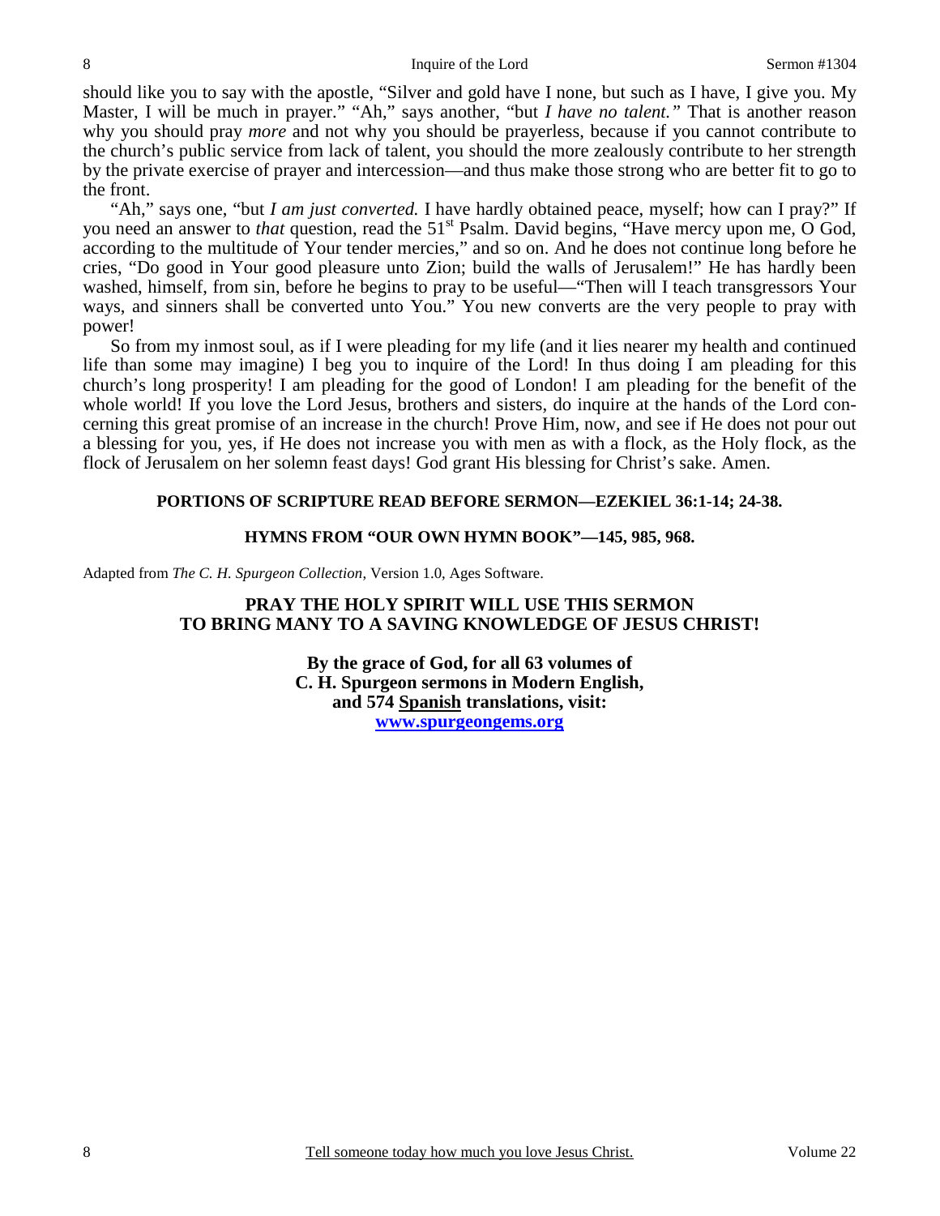should like you to say with the apostle, "Silver and gold have I none, but such as I have, I give you. My Master, I will be much in prayer." "Ah," says another, "but *I have no talent."* That is another reason why you should pray *more* and not why you should be prayerless, because if you cannot contribute to the church's public service from lack of talent, you should the more zealously contribute to her strength by the private exercise of prayer and intercession—and thus make those strong who are better fit to go to the front.

"Ah," says one, "but *I am just converted.* I have hardly obtained peace, myself; how can I pray?" If you need an answer to *that* question, read the 51st Psalm. David begins, "Have mercy upon me, O God, according to the multitude of Your tender mercies," and so on. And he does not continue long before he cries, "Do good in Your good pleasure unto Zion; build the walls of Jerusalem!" He has hardly been washed, himself, from sin, before he begins to pray to be useful—"Then will I teach transgressors Your ways, and sinners shall be converted unto You." You new converts are the very people to pray with power!

So from my inmost soul, as if I were pleading for my life (and it lies nearer my health and continued life than some may imagine) I beg you to inquire of the Lord! In thus doing I am pleading for this church's long prosperity! I am pleading for the good of London! I am pleading for the benefit of the whole world! If you love the Lord Jesus, brothers and sisters, do inquire at the hands of the Lord concerning this great promise of an increase in the church! Prove Him, now, and see if He does not pour out a blessing for you, yes, if He does not increase you with men as with a flock, as the Holy flock, as the flock of Jerusalem on her solemn feast days! God grant His blessing for Christ's sake. Amen.

**PORTIONS OF SCRIPTURE READ BEFORE SERMON—EZEKIEL 36:1-14; 24-38.**

**HYMNS FROM "OUR OWN HYMN BOOK"—145, 985, 968.**

Adapted from *The C. H. Spurgeon Collection*, Version 1.0, Ages Software.

**PRAY THE HOLY SPIRIT WILL USE THIS SERMON TO BRING MANY TO A SAVING KNOWLEDGE OF JESUS CHRIST!**

**By the grace of God, for all 63 volumes of C. H. Spurgeon sermons in Modern English, and 574 Spanish translations, visit: www.spurgeongems.org**